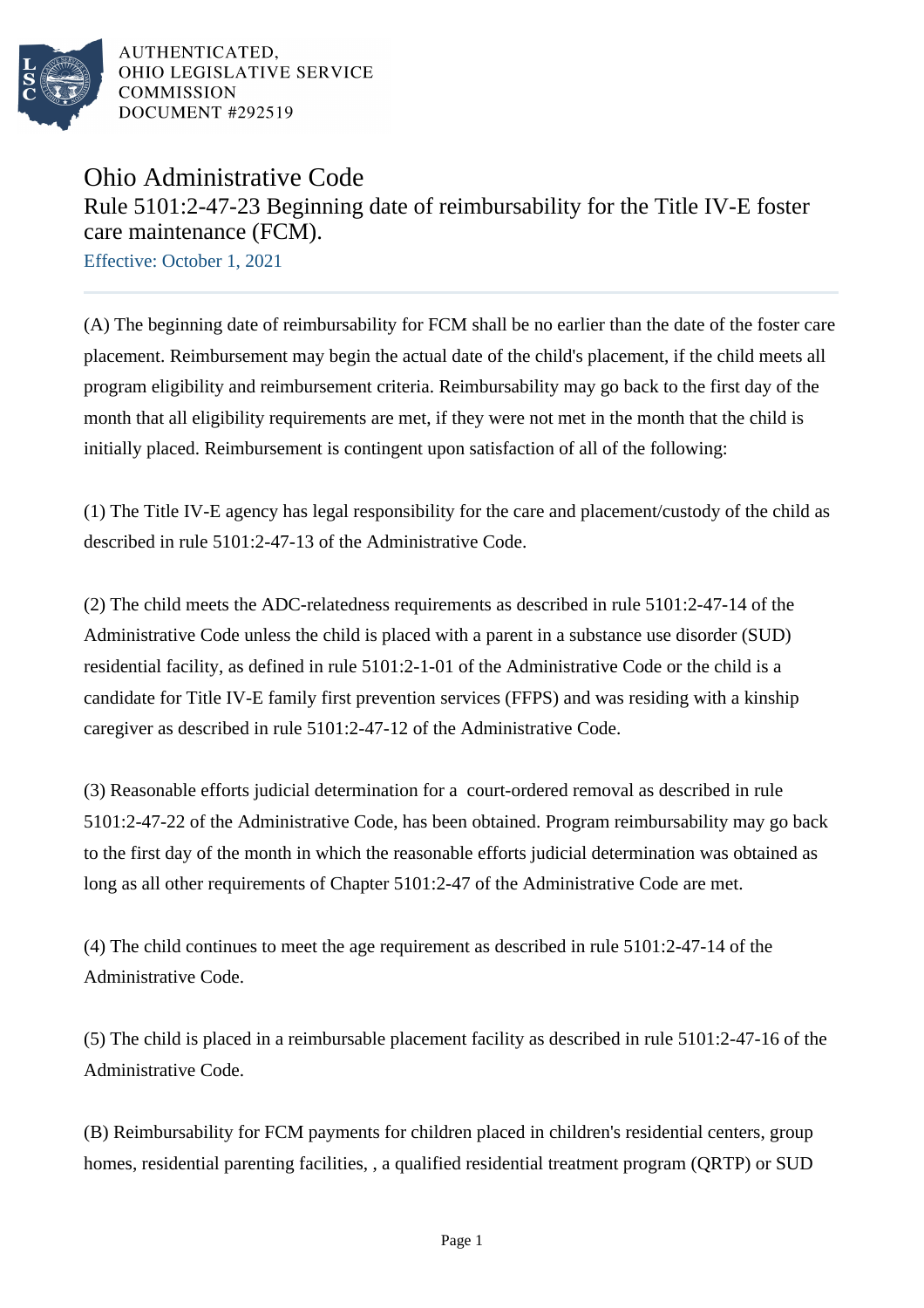AUTHENTICATED,
OHIO LEGISLATIVE SERVICE
COMMISSION
DOCUMENT #292519

# Ohio Administrative Code

## Rule 5101:2-47-23 Beginning date of reimbursability for the Title IV-E foster care maintenance (FCM).

Effective: October 1, 2021

(A) The beginning date of reimbursability for FCM shall be no earlier than the date of the foster care placement. Reimbursement may begin the actual date of the child's placement, if the child meets all program eligibility and reimbursement criteria. Reimbursability may go back to the first day of the month that all eligibility requirements are met, if they were not met in the month that the child is initially placed. Reimbursement is contingent upon satisfaction of all of the following:

(1) The Title IV-E agency has legal responsibility for the care and placement/custody of the child as described in rule 5101:2-47-13 of the Administrative Code.

(2) The child meets the ADC-relatedness requirements as described in rule 5101:2-47-14 of the Administrative Code unless the child is placed with a parent in a substance use disorder (SUD) residential facility, as defined in rule 5101:2-1-01 of the Administrative Code or the child is a candidate for Title IV-E family first prevention services (FFPS) and was residing with a kinship caregiver as described in rule 5101:2-47-12 of the Administrative Code.

(3) Reasonable efforts judicial determination for a court-ordered removal as described in rule 5101:2-47-22 of the Administrative Code, has been obtained. Program reimbursability may go back to the first day of the month in which the reasonable efforts judicial determination was obtained as long as all other requirements of Chapter 5101:2-47 of the Administrative Code are met.

(4) The child continues to meet the age requirement as described in rule 5101:2-47-14 of the Administrative Code.

(5) The child is placed in a reimbursable placement facility as described in rule 5101:2-47-16 of the Administrative Code.

(B) Reimbursability for FCM payments for children placed in children's residential centers, group homes, residential parenting facilities, , a qualified residential treatment program (QRTP) or SUD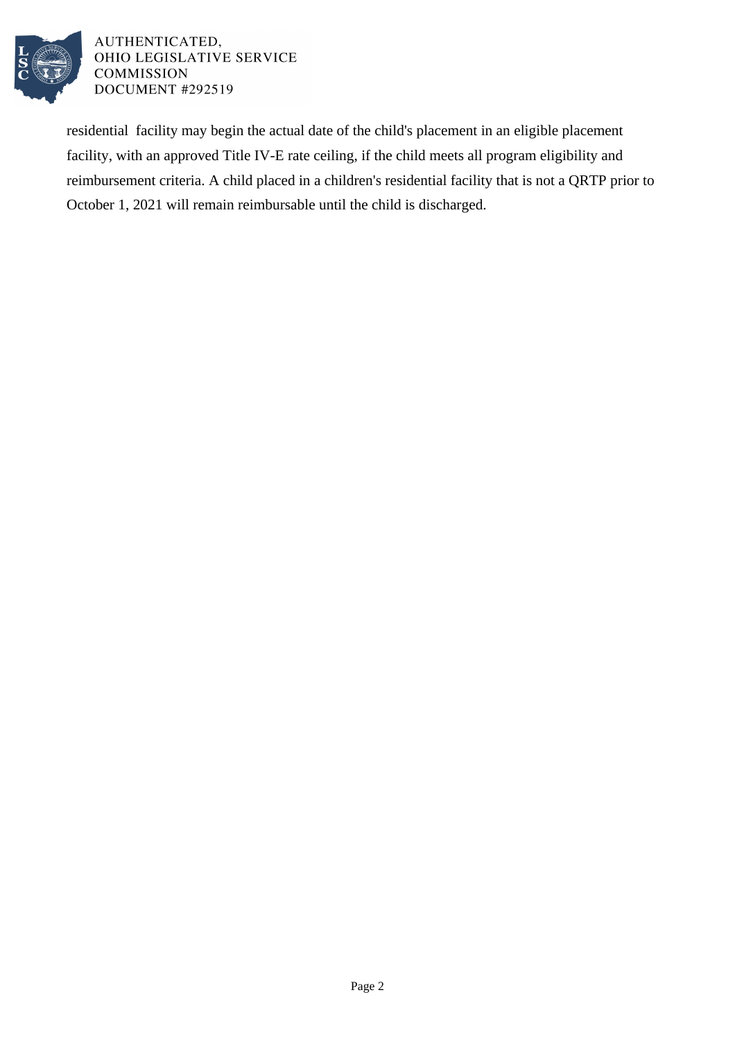residential facility may begin the actual date of the child's placement in an eligible placement facility, with an approved Title IV-E rate ceiling, if the child meets all program eligibility and reimbursement criteria. A child placed in a children's residential facility that is not a QRTP prior to October 1, 2021 will remain reimbursable until the child is discharged.